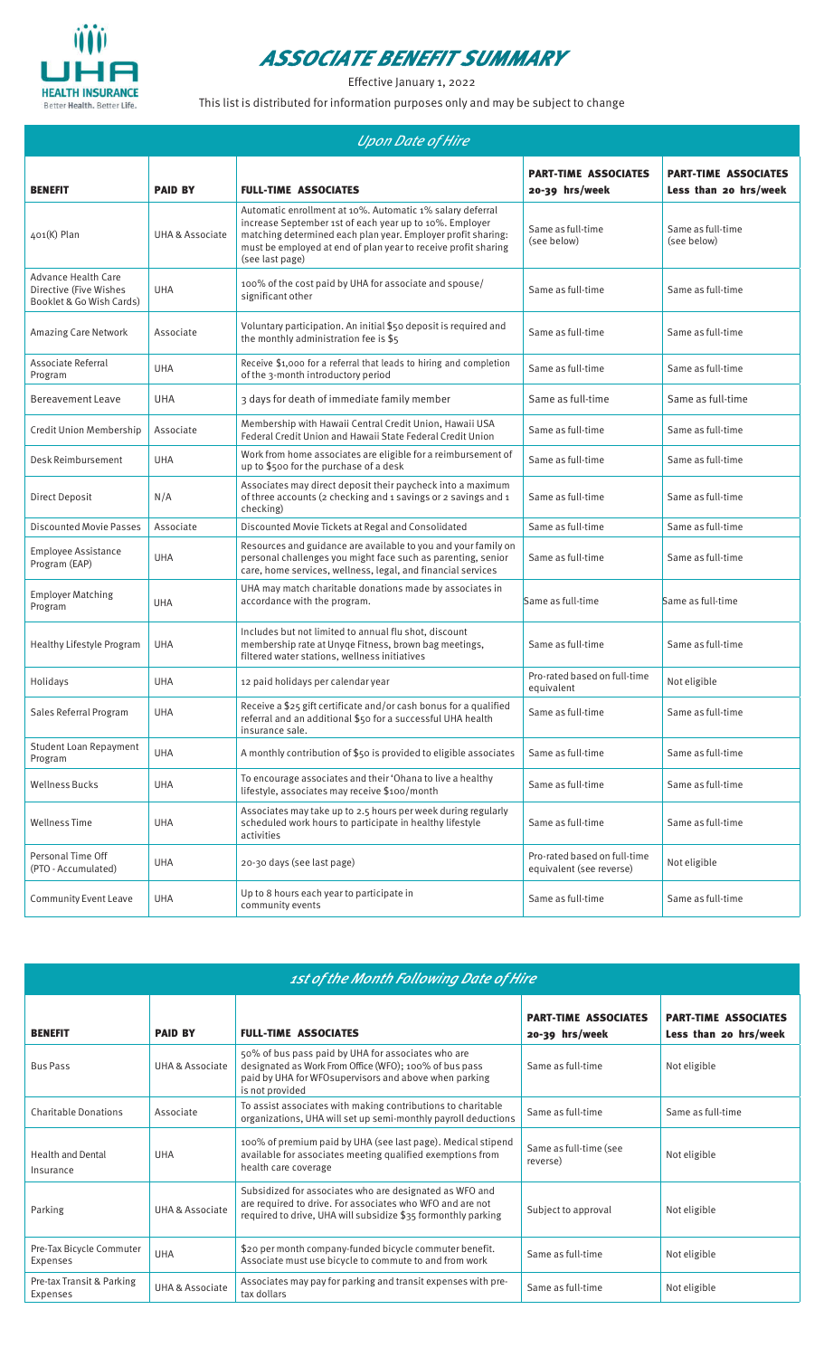UHA HEALTH INSURANCE
Better Health. Better Life.

# ASSOCIATE BENEFIT SUMMARY

Effective January 1, 2022

This list is distributed for information purposes only and may be subject to change

## Upon Date of Hire

| BENEFIT | PAID BY | FULL-TIME ASSOCIATES | PART-TIME ASSOCIATES 20-39 hrs/week | PART-TIME ASSOCIATES Less than 20 hrs/week |
|---|---|---|---|---|
| 401(K) Plan | UHA & Associate | Automatic enrollment at 10%. Automatic 1% salary deferral increase September 1st of each year up to 10%. Employer matching determined each plan year. Employer profit sharing: must be employed at end of plan year to receive profit sharing (see last page) | Same as full-time (see below) | Same as full-time (see below) |
| Advance Health Care Directive (Five Wishes Booklet & Go Wish Cards) | UHA | 100% of the cost paid by UHA for associate and spouse/ significant other | Same as full-time | Same as full-time |
| Amazing Care Network | Associate | Voluntary participation. An initial $50 deposit is required and the monthly administration fee is $5 | Same as full-time | Same as full-time |
| Associate Referral Program | UHA | Receive $1,000 for a referral that leads to hiring and completion of the 3-month introductory period | Same as full-time | Same as full-time |
| Bereavement Leave | UHA | 3 days for death of immediate family member | Same as full-time | Same as full-time |
| Credit Union Membership | Associate | Membership with Hawaii Central Credit Union, Hawaii USA Federal Credit Union and Hawaii State Federal Credit Union | Same as full-time | Same as full-time |
| Desk Reimbursement | UHA | Work from home associates are eligible for a reimbursement of up to $500 for the purchase of a desk | Same as full-time | Same as full-time |
| Direct Deposit | N/A | Associates may direct deposit their paycheck into a maximum of three accounts (2 checking and 1 savings or 2 savings and 1 checking) | Same as full-time | Same as full-time |
| Discounted Movie Passes | Associate | Discounted Movie Tickets at Regal and Consolidated | Same as full-time | Same as full-time |
| Employee Assistance Program (EAP) | UHA | Resources and guidance are available to you and your family on personal challenges you might face such as parenting, senior care, home services, wellness, legal, and financial services | Same as full-time | Same as full-time |
| Employer Matching Program | UHA | UHA may match charitable donations made by associates in accordance with the program. | Same as full-time | Same as full-time |
| Healthy Lifestyle Program | UHA | Includes but not limited to annual flu shot, discount membership rate at Unyqe Fitness, brown bag meetings, filtered water stations, wellness initiatives | Same as full-time | Same as full-time |
| Holidays | UHA | 12 paid holidays per calendar year | Pro-rated based on full-time equivalent | Not eligible |
| Sales Referral Program | UHA | Receive a $25 gift certificate and/or cash bonus for a qualified referral and an additional $50 for a successful UHA health insurance sale. | Same as full-time | Same as full-time |
| Student Loan Repayment Program | UHA | A monthly contribution of $50 is provided to eligible associates | Same as full-time | Same as full-time |
| Wellness Bucks | UHA | To encourage associates and their 'Ohana to live a healthy lifestyle, associates may receive $100/month | Same as full-time | Same as full-time |
| Wellness Time | UHA | Associates may take up to 2.5 hours per week during regularly scheduled work hours to participate in healthy lifestyle activities | Same as full-time | Same as full-time |
| Personal Time Off (PTO - Accumulated) | UHA | 20-30 days (see last page) | Pro-rated based on full-time equivalent (see reverse) | Not eligible |
| Community Event Leave | UHA | Up to 8 hours each year to participate in community events | Same as full-time | Same as full-time |

## 1st of the Month Following Date of Hire

| BENEFIT | PAID BY | FULL-TIME ASSOCIATES | PART-TIME ASSOCIATES 20-39 hrs/week | PART-TIME ASSOCIATES Less than 20 hrs/week |
|---|---|---|---|---|
| Bus Pass | UHA & Associate | 50% of bus pass paid by UHA for associates who are designated as Work From Office (WFO); 100% of bus pass paid by UHA for WFOsupervisors and above when parking is not provided | Same as full-time | Not eligible |
| Charitable Donations | Associate | To assist associates with making contributions to charitable organizations, UHA will set up semi-monthly payroll deductions | Same as full-time | Same as full-time |
| Health and Dental Insurance | UHA | 100% of premium paid by UHA (see last page). Medical stipend available for associates meeting qualified exemptions from health care coverage | Same as full-time (see reverse) | Not eligible |
| Parking | UHA & Associate | Subsidized for associates who are designated as WFO and are required to drive. For associates who WFO and are not required to drive, UHA will subsidize $35 formonthly parking | Subject to approval | Not eligible |
| Pre-Tax Bicycle Commuter Expenses | UHA | $20 per month company-funded bicycle commuter benefit. Associate must use bicycle to commute to and from work | Same as full-time | Not eligible |
| Pre-tax Transit & Parking Expenses | UHA & Associate | Associates may pay for parking and transit expenses with pre-tax dollars | Same as full-time | Not eligible |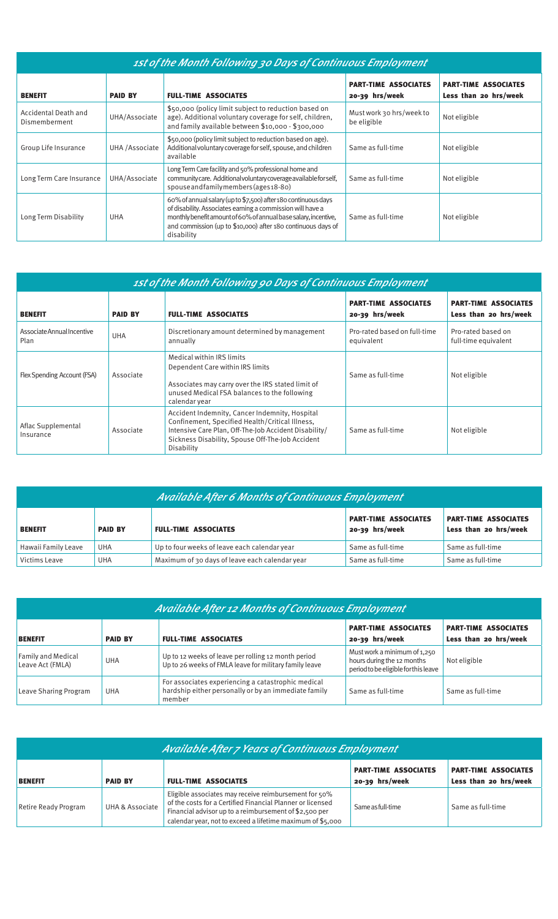## 1st of the Month Following 30 Days of Continuous Employment

| BENEFIT | PAID BY | FULL-TIME ASSOCIATES | PART-TIME ASSOCIATES 20-39 hrs/week | PART-TIME ASSOCIATES Less than 20 hrs/week |
|---|---|---|---|---|
| Accidental Death and Dismemberment | UHA/Associate | \$50,000 (policy limit subject to reduction based on age). Additional voluntary coverage for self, children, and family available between \$10,000 - \$300,000 | Must work 30 hrs/week to be eligible | Not eligible |
| Group Life Insurance | UHA /Associate | \$50,000 (policy limit subject to reduction based on age). Additional voluntary coverage for self, spouse, and children available | Same as full-time | Not eligible |
| Long Term Care Insurance | UHA/Associate | Long Term Care facility and 50% professional home and community care. Additional voluntary coverage available for self, spouse and family members (ages 18-80) | Same as full-time | Not eligible |
| Long Term Disability | UHA | 60% of annual salary (up to \$7,500) after 180 continuous days of disability. Associates earning a commission will have a monthly benefit amount of 60% of annual base salary, incentive, and commission (up to \$10,000) after 180 continuous days of disability | Same as full-time | Not eligible |

## 1st of the Month Following 90 Days of Continuous Employment

| BENEFIT | PAID BY | FULL-TIME ASSOCIATES | PART-TIME ASSOCIATES 20-39 hrs/week | PART-TIME ASSOCIATES Less than 20 hrs/week |
|---|---|---|---|---|
| Associate Annual Incentive Plan | UHA | Discretionary amount determined by management annually | Pro-rated based on full-time equivalent | Pro-rated based on full-time equivalent |
| Flex Spending Account (FSA) | Associate | Medical within IRS limits<br>Dependent Care within IRS limits<br>Associates may carry over the IRS stated limit of unused Medical FSA balances to the following calendar year | Same as full-time | Not eligible |
| Aflac Supplemental Insurance | Associate | Accident Indemnity, Cancer Indemnity, Hospital Confinement, Specified Health/Critical Illness, Intensive Care Plan, Off-The-Job Accident Disability/ Sickness Disability, Spouse Off-The-Job Accident Disability | Same as full-time | Not eligible |

## Available After 6 Months of Continuous Employment

| BENEFIT | PAID BY | FULL-TIME ASSOCIATES | PART-TIME ASSOCIATES 20-39 hrs/week | PART-TIME ASSOCIATES Less than 20 hrs/week |
|---|---|---|---|---|
| Hawaii Family Leave | UHA | Up to four weeks of leave each calendar year | Same as full-time | Same as full-time |
| Victims Leave | UHA | Maximum of 30 days of leave each calendar year | Same as full-time | Same as full-time |

## Available After 12 Months of Continuous Employment

| BENEFIT | PAID BY | FULL-TIME ASSOCIATES | PART-TIME ASSOCIATES 20-39 hrs/week | PART-TIME ASSOCIATES Less than 20 hrs/week |
|---|---|---|---|---|
| Family and Medical Leave Act (FMLA) | UHA | Up to 12 weeks of leave per rolling 12 month period<br>Up to 26 weeks of FMLA leave for military family leave | Must work a minimum of 1,250 hours during the 12 months period to be eligible for this leave | Not eligible |
| Leave Sharing Program | UHA | For associates experiencing a catastrophic medical hardship either personally or by an immediate family member | Same as full-time | Same as full-time |

## Available After 7 Years of Continuous Employment

| BENEFIT | PAID BY | FULL-TIME ASSOCIATES | PART-TIME ASSOCIATES 20-39 hrs/week | PART-TIME ASSOCIATES Less than 20 hrs/week |
|---|---|---|---|---|
| Retire Ready Program | UHA & Associate | Eligible associates may receive reimbursement for 50% of the costs for a Certified Financial Planner or licensed Financial advisor up to a reimbursement of \$2,500 per calendar year, not to exceed a lifetime maximum of \$5,000 | Same as full-time | Same as full-time |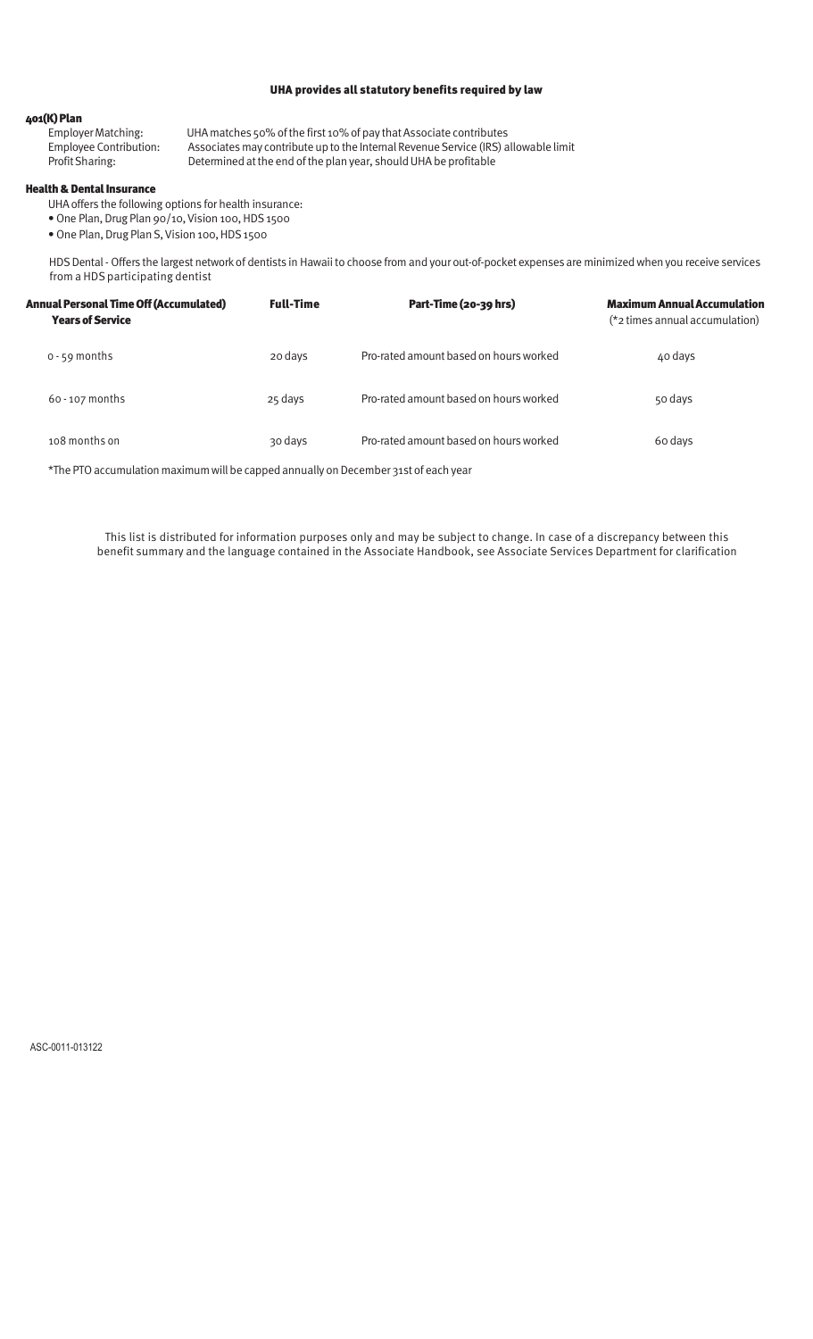## UHA provides all statutory benefits required by law

### 401(K) Plan

| | |
|---|---|
| Employer Matching: | UHA matches 50% of the first 10% of pay that Associate contributes |
| Employee Contribution: | Associates may contribute up to the Internal Revenue Service (IRS) allowable limit |
| Profit Sharing: | Determined at the end of the plan year, should UHA be profitable |

### Health & Dental Insurance

UHA offers the following options for health insurance:

- One Plan, Drug Plan 90/10, Vision 100, HDS 1500
- One Plan, Drug Plan S, Vision 100, HDS 1500

HDS Dental - Offers the largest network of dentists in Hawaii to choose from and your out-of-pocket expenses are minimized when you receive services from a HDS participating dentist

| **Annual Personal Time Off (Accumulated)** **Years of Service** | **Full-Time** | **Part-Time (20-39 hrs)** | **Maximum Annual Accumulation** (*2 times annual accumulation) |
|---|---|---|---|
| 0 - 59 months | 20 days | Pro-rated amount based on hours worked | 40 days |
| 60 - 107 months | 25 days | Pro-rated amount based on hours worked | 50 days |
| 108 months on | 30 days | Pro-rated amount based on hours worked | 60 days |

*The PTO accumulation maximum will be capped annually on December 31st of each year

This list is distributed for information purposes only and may be subject to change. In case of a discrepancy between this benefit summary and the language contained in the Associate Handbook, see Associate Services Department for clarification

ASC-0011-013122